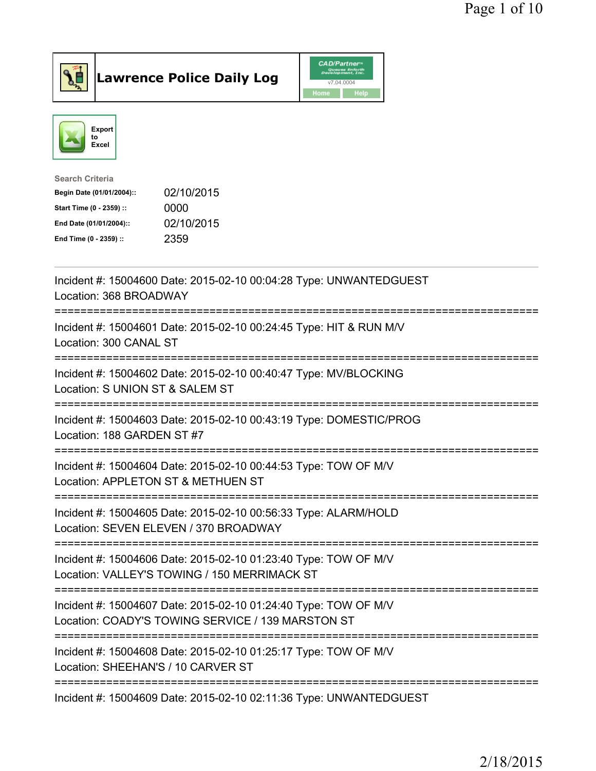# Lawrence Police Daily Log

CAD/Partner v7.04.0004 Home Help

Export to Excel

**Search Criteria**

| | |
|---|---|
| **Begin Date (01/01/2004)::** | 02/10/2015 |
| **Start Time (0 - 2359) ::** | 0000 |
| **End Date (01/01/2004)::** | 02/10/2015 |
| **End Time (0 - 2359) ::** | 2359 |

---

Incident #: 15004600 Date: 2015-02-10 00:04:28 Type: UNWANTEDGUEST
Location: 368 BROADWAY

===========================================================================

Incident #: 15004601 Date: 2015-02-10 00:24:45 Type: HIT & RUN M/V
Location: 300 CANAL ST

===========================================================================

Incident #: 15004602 Date: 2015-02-10 00:40:47 Type: MV/BLOCKING
Location: S UNION ST & SALEM ST

===========================================================================

Incident #: 15004603 Date: 2015-02-10 00:43:19 Type: DOMESTIC/PROG
Location: 188 GARDEN ST #7

===========================================================================

Incident #: 15004604 Date: 2015-02-10 00:44:53 Type: TOW OF M/V
Location: APPLETON ST & METHUEN ST

===========================================================================

Incident #: 15004605 Date: 2015-02-10 00:56:33 Type: ALARM/HOLD
Location: SEVEN ELEVEN / 370 BROADWAY

===========================================================================

Incident #: 15004606 Date: 2015-02-10 01:23:40 Type: TOW OF M/V
Location: VALLEY'S TOWING / 150 MERRIMACK ST

===========================================================================

Incident #: 15004607 Date: 2015-02-10 01:24:40 Type: TOW OF M/V
Location: COADY'S TOWING SERVICE / 139 MARSTON ST

===========================================================================

Incident #: 15004608 Date: 2015-02-10 01:25:17 Type: TOW OF M/V
Location: SHEEHAN'S / 10 CARVER ST

===========================================================================

Incident #: 15004609 Date: 2015-02-10 02:11:36 Type: UNWANTEDGUEST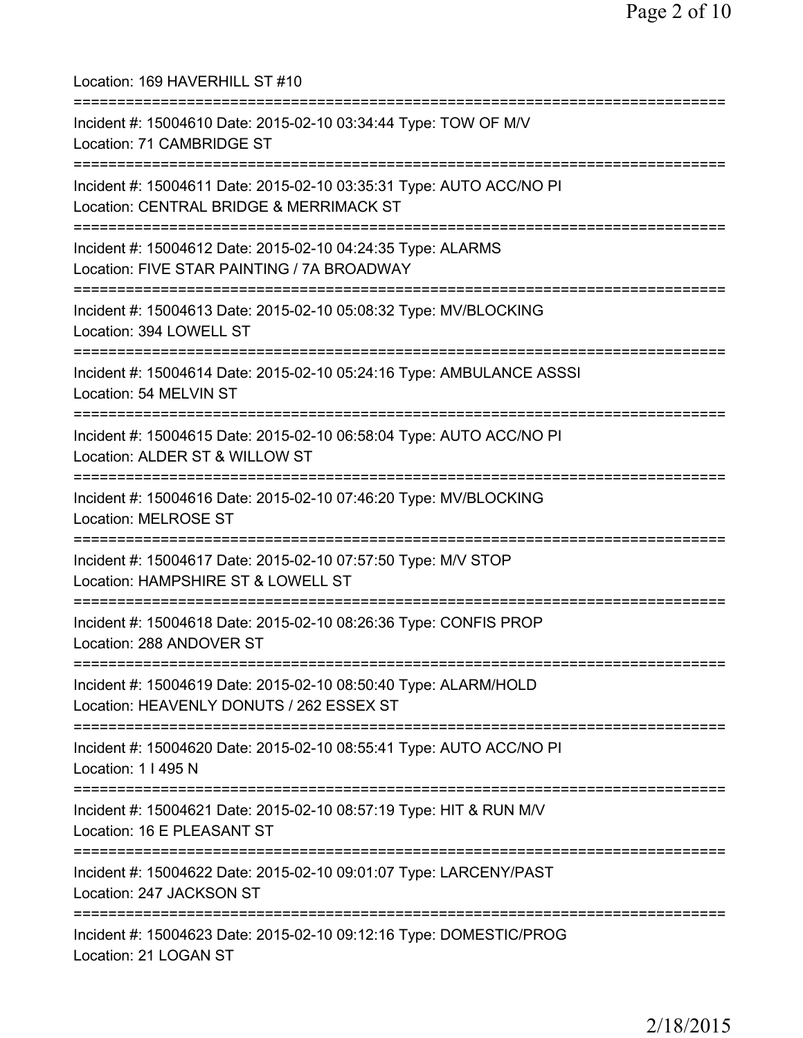Location: 169 HAVERHILL ST #10

===========================================================================

Incident #: 15004610 Date: 2015-02-10 03:34:44 Type: TOW OF M/V
Location: 71 CAMBRIDGE ST

===========================================================================

Incident #: 15004611 Date: 2015-02-10 03:35:31 Type: AUTO ACC/NO PI
Location: CENTRAL BRIDGE & MERRIMACK ST

===========================================================================

Incident #: 15004612 Date: 2015-02-10 04:24:35 Type: ALARMS
Location: FIVE STAR PAINTING / 7A BROADWAY

===========================================================================

Incident #: 15004613 Date: 2015-02-10 05:08:32 Type: MV/BLOCKING
Location: 394 LOWELL ST

===========================================================================

Incident #: 15004614 Date: 2015-02-10 05:24:16 Type: AMBULANCE ASSSI
Location: 54 MELVIN ST

===========================================================================

Incident #: 15004615 Date: 2015-02-10 06:58:04 Type: AUTO ACC/NO PI
Location: ALDER ST & WILLOW ST

===========================================================================

Incident #: 15004616 Date: 2015-02-10 07:46:20 Type: MV/BLOCKING
Location: MELROSE ST

===========================================================================

Incident #: 15004617 Date: 2015-02-10 07:57:50 Type: M/V STOP
Location: HAMPSHIRE ST & LOWELL ST

===========================================================================

Incident #: 15004618 Date: 2015-02-10 08:26:36 Type: CONFIS PROP
Location: 288 ANDOVER ST

===========================================================================

Incident #: 15004619 Date: 2015-02-10 08:50:40 Type: ALARM/HOLD
Location: HEAVENLY DONUTS / 262 ESSEX ST

===========================================================================

Incident #: 15004620 Date: 2015-02-10 08:55:41 Type: AUTO ACC/NO PI
Location: 1 I 495 N

===========================================================================

Incident #: 15004621 Date: 2015-02-10 08:57:19 Type: HIT & RUN M/V
Location: 16 E PLEASANT ST

===========================================================================

Incident #: 15004622 Date: 2015-02-10 09:01:07 Type: LARCENY/PAST
Location: 247 JACKSON ST

===========================================================================

Incident #: 15004623 Date: 2015-02-10 09:12:16 Type: DOMESTIC/PROG
Location: 21 LOGAN ST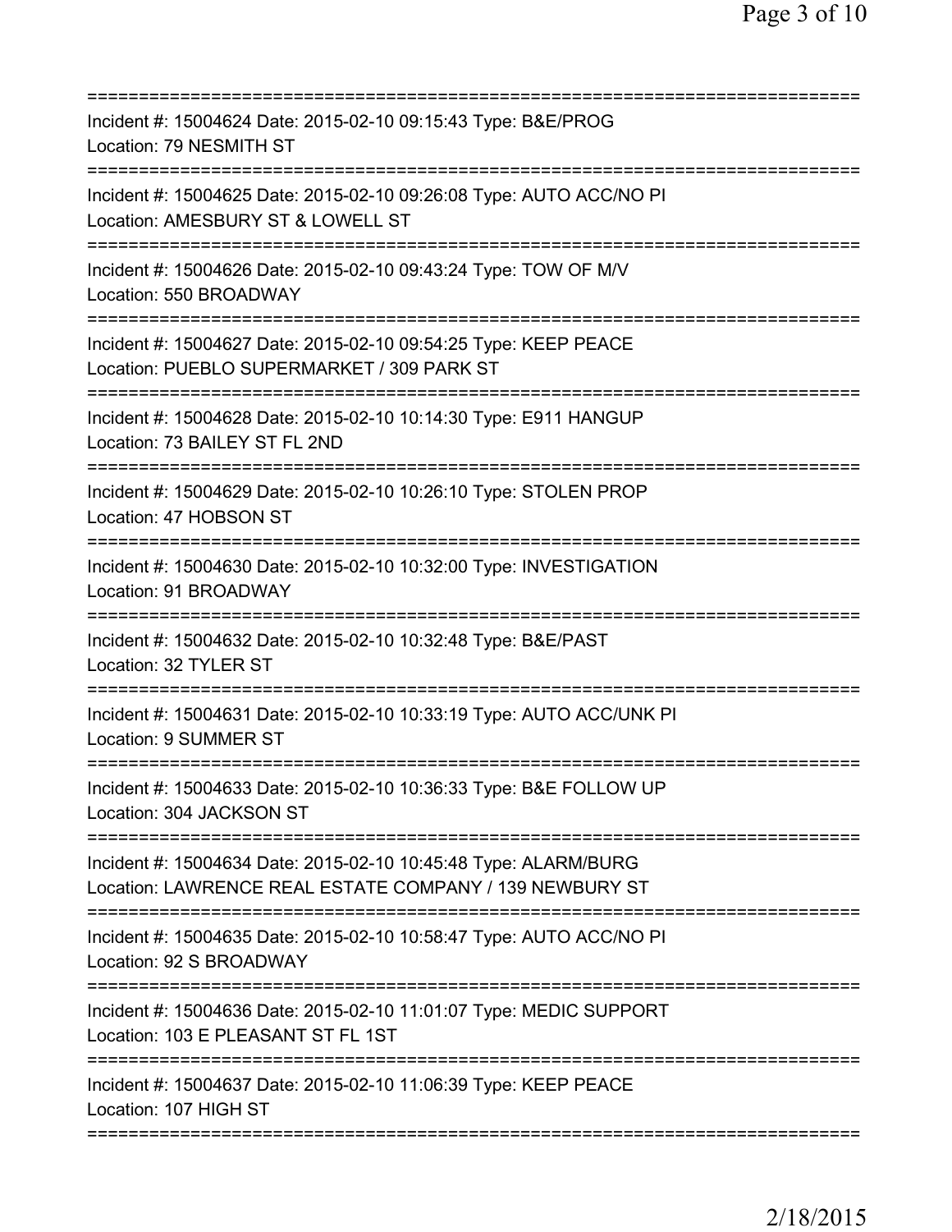===========================================================================
Incident #: 15004624 Date: 2015-02-10 09:15:43 Type: B&E/PROG
Location: 79 NESMITH ST
===========================================================================
Incident #: 15004625 Date: 2015-02-10 09:26:08 Type: AUTO ACC/NO PI
Location: AMESBURY ST & LOWELL ST
===========================================================================
Incident #: 15004626 Date: 2015-02-10 09:43:24 Type: TOW OF M/V
Location: 550 BROADWAY
===========================================================================
Incident #: 15004627 Date: 2015-02-10 09:54:25 Type: KEEP PEACE
Location: PUEBLO SUPERMARKET / 309 PARK ST
===========================================================================
Incident #: 15004628 Date: 2015-02-10 10:14:30 Type: E911 HANGUP
Location: 73 BAILEY ST FL 2ND
===========================================================================
Incident #: 15004629 Date: 2015-02-10 10:26:10 Type: STOLEN PROP
Location: 47 HOBSON ST
===========================================================================
Incident #: 15004630 Date: 2015-02-10 10:32:00 Type: INVESTIGATION
Location: 91 BROADWAY
===========================================================================
Incident #: 15004632 Date: 2015-02-10 10:32:48 Type: B&E/PAST
Location: 32 TYLER ST
===========================================================================
Incident #: 15004631 Date: 2015-02-10 10:33:19 Type: AUTO ACC/UNK PI
Location: 9 SUMMER ST
===========================================================================
Incident #: 15004633 Date: 2015-02-10 10:36:33 Type: B&E FOLLOW UP
Location: 304 JACKSON ST
===========================================================================
Incident #: 15004634 Date: 2015-02-10 10:45:48 Type: ALARM/BURG
Location: LAWRENCE REAL ESTATE COMPANY / 139 NEWBURY ST
===========================================================================
Incident #: 15004635 Date: 2015-02-10 10:58:47 Type: AUTO ACC/NO PI
Location: 92 S BROADWAY
===========================================================================
Incident #: 15004636 Date: 2015-02-10 11:01:07 Type: MEDIC SUPPORT
Location: 103 E PLEASANT ST FL 1ST
===========================================================================
Incident #: 15004637 Date: 2015-02-10 11:06:39 Type: KEEP PEACE
Location: 107 HIGH ST
===========================================================================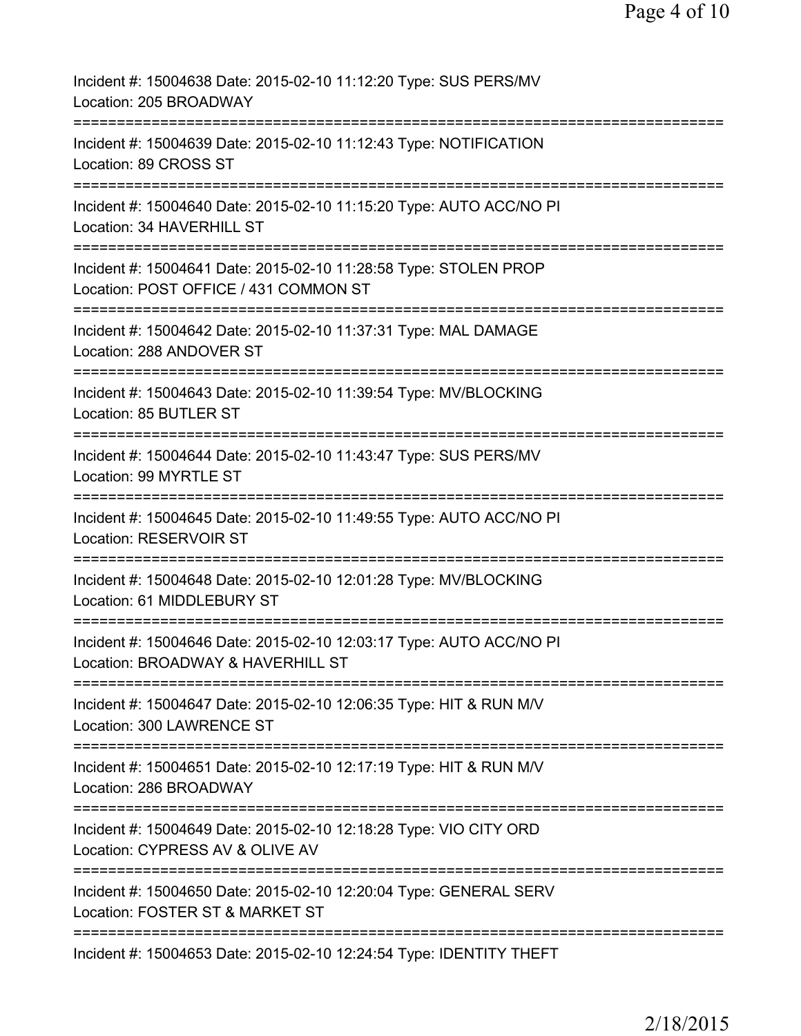Incident #: 15004638 Date: 2015-02-10 11:12:20 Type: SUS PERS/MV
Location: 205 BROADWAY

===========================================================================

Incident #: 15004639 Date: 2015-02-10 11:12:43 Type: NOTIFICATION
Location: 89 CROSS ST

===========================================================================

Incident #: 15004640 Date: 2015-02-10 11:15:20 Type: AUTO ACC/NO PI
Location: 34 HAVERHILL ST

===========================================================================

Incident #: 15004641 Date: 2015-02-10 11:28:58 Type: STOLEN PROP
Location: POST OFFICE / 431 COMMON ST

===========================================================================

Incident #: 15004642 Date: 2015-02-10 11:37:31 Type: MAL DAMAGE
Location: 288 ANDOVER ST

===========================================================================

Incident #: 15004643 Date: 2015-02-10 11:39:54 Type: MV/BLOCKING
Location: 85 BUTLER ST

===========================================================================

Incident #: 15004644 Date: 2015-02-10 11:43:47 Type: SUS PERS/MV
Location: 99 MYRTLE ST

===========================================================================

Incident #: 15004645 Date: 2015-02-10 11:49:55 Type: AUTO ACC/NO PI
Location: RESERVOIR ST

===========================================================================

Incident #: 15004648 Date: 2015-02-10 12:01:28 Type: MV/BLOCKING
Location: 61 MIDDLEBURY ST

===========================================================================

Incident #: 15004646 Date: 2015-02-10 12:03:17 Type: AUTO ACC/NO PI
Location: BROADWAY & HAVERHILL ST

===========================================================================

Incident #: 15004647 Date: 2015-02-10 12:06:35 Type: HIT & RUN M/V
Location: 300 LAWRENCE ST

===========================================================================

Incident #: 15004651 Date: 2015-02-10 12:17:19 Type: HIT & RUN M/V
Location: 286 BROADWAY

===========================================================================

Incident #: 15004649 Date: 2015-02-10 12:18:28 Type: VIO CITY ORD
Location: CYPRESS AV & OLIVE AV

===========================================================================

Incident #: 15004650 Date: 2015-02-10 12:20:04 Type: GENERAL SERV
Location: FOSTER ST & MARKET ST

===========================================================================

Incident #: 15004653 Date: 2015-02-10 12:24:54 Type: IDENTITY THEFT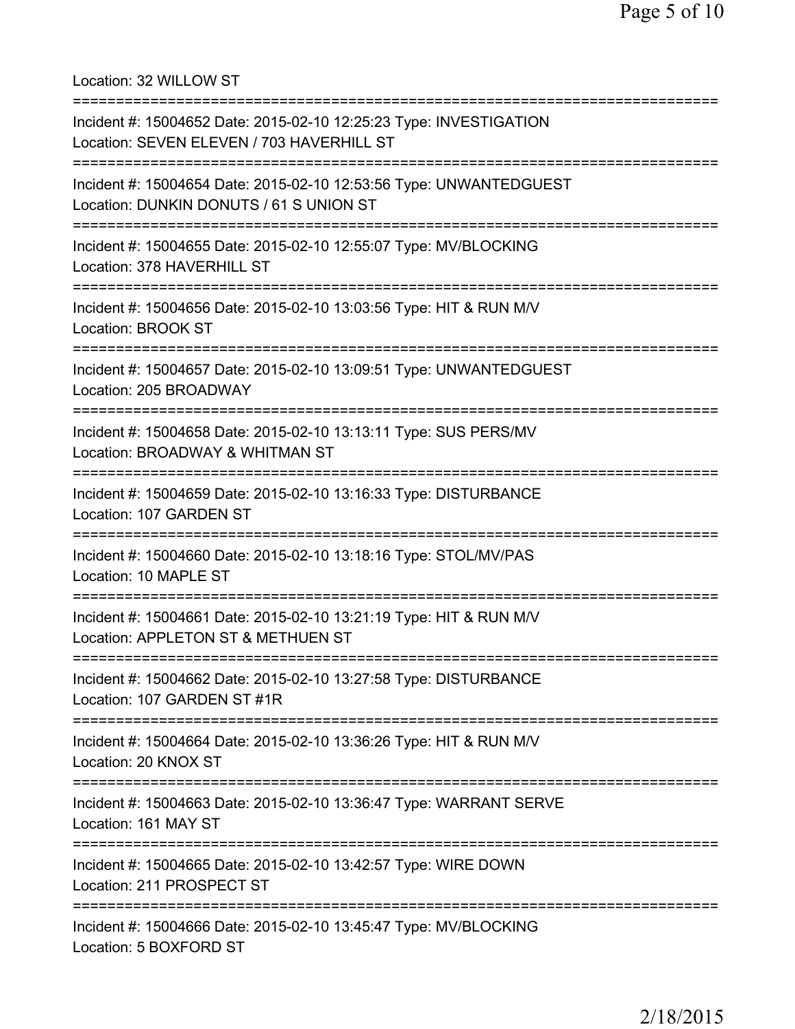Location: 32 WILLOW ST

===========================================================================

Incident #: 15004652 Date: 2015-02-10 12:25:23 Type: INVESTIGATION
Location: SEVEN ELEVEN / 703 HAVERHILL ST

===========================================================================

Incident #: 15004654 Date: 2015-02-10 12:53:56 Type: UNWANTEDGUEST
Location: DUNKIN DONUTS / 61 S UNION ST

===========================================================================

Incident #: 15004655 Date: 2015-02-10 12:55:07 Type: MV/BLOCKING
Location: 378 HAVERHILL ST

===========================================================================

Incident #: 15004656 Date: 2015-02-10 13:03:56 Type: HIT & RUN M/V
Location: BROOK ST

===========================================================================

Incident #: 15004657 Date: 2015-02-10 13:09:51 Type: UNWANTEDGUEST
Location: 205 BROADWAY

===========================================================================

Incident #: 15004658 Date: 2015-02-10 13:13:11 Type: SUS PERS/MV
Location: BROADWAY & WHITMAN ST

===========================================================================

Incident #: 15004659 Date: 2015-02-10 13:16:33 Type: DISTURBANCE
Location: 107 GARDEN ST

===========================================================================

Incident #: 15004660 Date: 2015-02-10 13:18:16 Type: STOL/MV/PAS
Location: 10 MAPLE ST

===========================================================================

Incident #: 15004661 Date: 2015-02-10 13:21:19 Type: HIT & RUN M/V
Location: APPLETON ST & METHUEN ST

===========================================================================

Incident #: 15004662 Date: 2015-02-10 13:27:58 Type: DISTURBANCE
Location: 107 GARDEN ST #1R

===========================================================================

Incident #: 15004664 Date: 2015-02-10 13:36:26 Type: HIT & RUN M/V
Location: 20 KNOX ST

===========================================================================

Incident #: 15004663 Date: 2015-02-10 13:36:47 Type: WARRANT SERVE
Location: 161 MAY ST

===========================================================================

Incident #: 15004665 Date: 2015-02-10 13:42:57 Type: WIRE DOWN
Location: 211 PROSPECT ST

===========================================================================

Incident #: 15004666 Date: 2015-02-10 13:45:47 Type: MV/BLOCKING
Location: 5 BOXFORD ST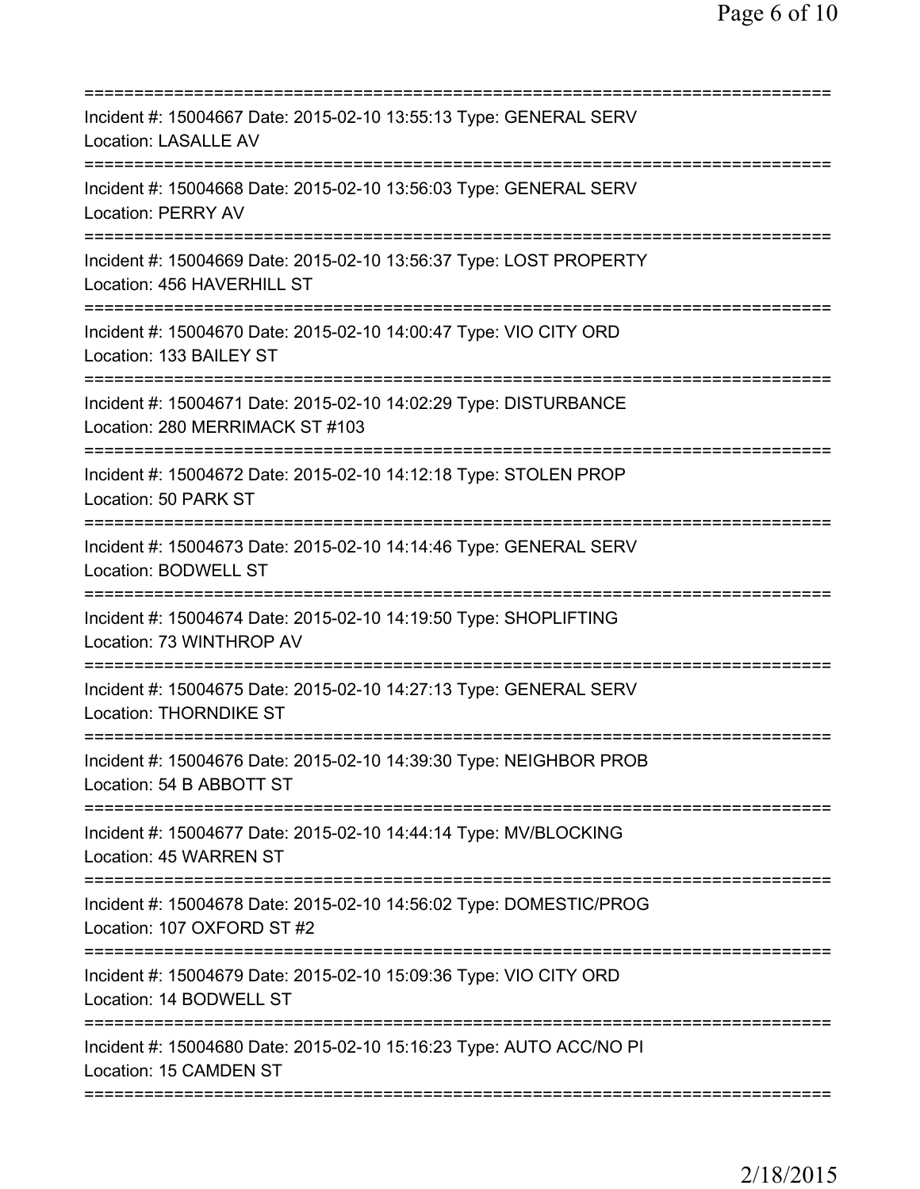===========================================================================

Incident #: 15004667 Date: 2015-02-10 13:55:13 Type: GENERAL SERV
Location: LASALLE AV

===========================================================================

Incident #: 15004668 Date: 2015-02-10 13:56:03 Type: GENERAL SERV
Location: PERRY AV

===========================================================================

Incident #: 15004669 Date: 2015-02-10 13:56:37 Type: LOST PROPERTY
Location: 456 HAVERHILL ST

===========================================================================

Incident #: 15004670 Date: 2015-02-10 14:00:47 Type: VIO CITY ORD
Location: 133 BAILEY ST

===========================================================================

Incident #: 15004671 Date: 2015-02-10 14:02:29 Type: DISTURBANCE
Location: 280 MERRIMACK ST #103

===========================================================================

Incident #: 15004672 Date: 2015-02-10 14:12:18 Type: STOLEN PROP
Location: 50 PARK ST

===========================================================================

Incident #: 15004673 Date: 2015-02-10 14:14:46 Type: GENERAL SERV
Location: BODWELL ST

===========================================================================

Incident #: 15004674 Date: 2015-02-10 14:19:50 Type: SHOPLIFTING
Location: 73 WINTHROP AV

===========================================================================

Incident #: 15004675 Date: 2015-02-10 14:27:13 Type: GENERAL SERV
Location: THORNDIKE ST

===========================================================================

Incident #: 15004676 Date: 2015-02-10 14:39:30 Type: NEIGHBOR PROB
Location: 54 B ABBOTT ST

===========================================================================

Incident #: 15004677 Date: 2015-02-10 14:44:14 Type: MV/BLOCKING
Location: 45 WARREN ST

===========================================================================

Incident #: 15004678 Date: 2015-02-10 14:56:02 Type: DOMESTIC/PROG
Location: 107 OXFORD ST #2

===========================================================================

Incident #: 15004679 Date: 2015-02-10 15:09:36 Type: VIO CITY ORD
Location: 14 BODWELL ST

===========================================================================

Incident #: 15004680 Date: 2015-02-10 15:16:23 Type: AUTO ACC/NO PI
Location: 15 CAMDEN ST

===========================================================================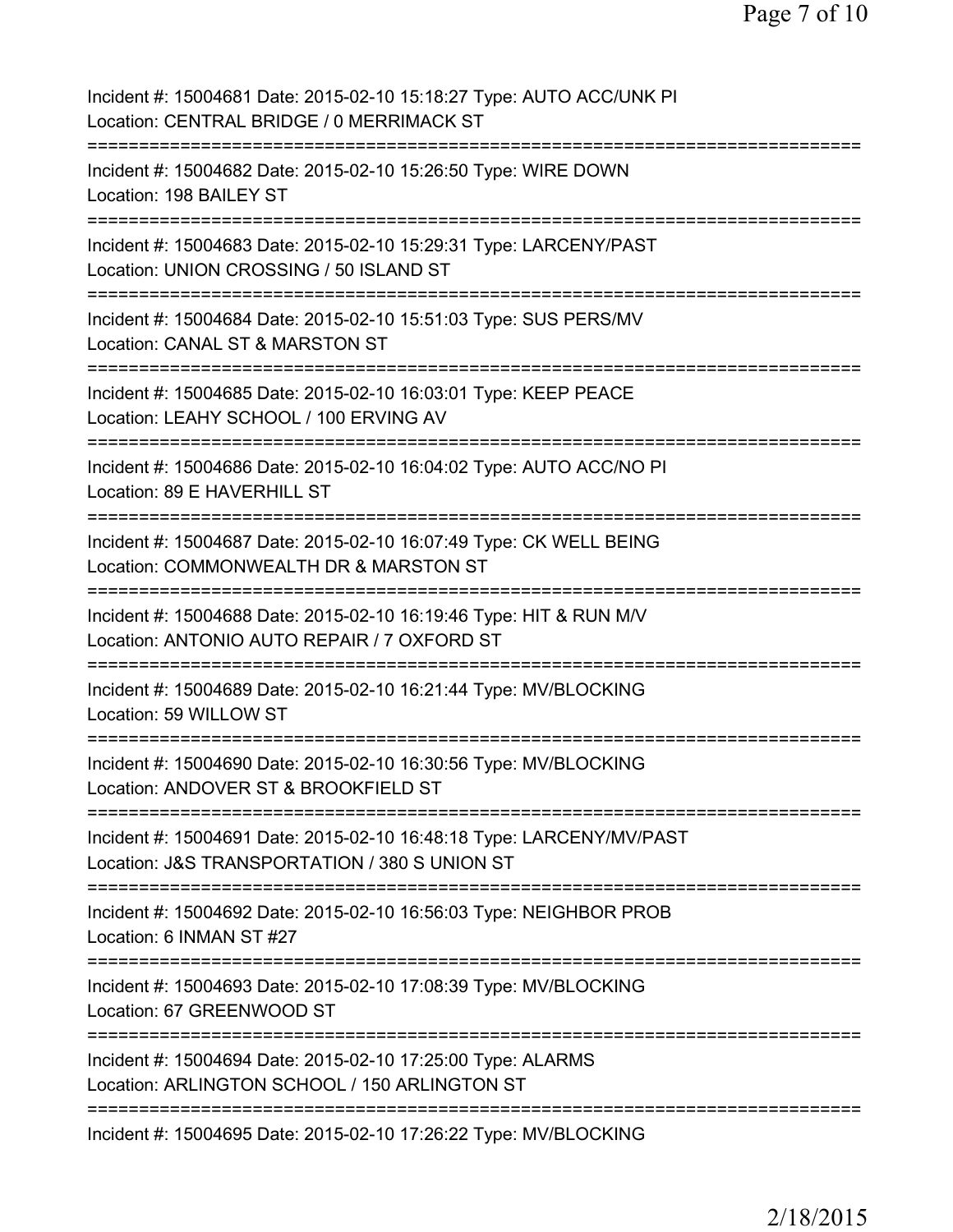Incident #: 15004681 Date: 2015-02-10 15:18:27 Type: AUTO ACC/UNK PI
Location: CENTRAL BRIDGE / 0 MERRIMACK ST

===========================================================================

Incident #: 15004682 Date: 2015-02-10 15:26:50 Type: WIRE DOWN
Location: 198 BAILEY ST

===========================================================================

Incident #: 15004683 Date: 2015-02-10 15:29:31 Type: LARCENY/PAST
Location: UNION CROSSING / 50 ISLAND ST

===========================================================================

Incident #: 15004684 Date: 2015-02-10 15:51:03 Type: SUS PERS/MV
Location: CANAL ST & MARSTON ST

===========================================================================

Incident #: 15004685 Date: 2015-02-10 16:03:01 Type: KEEP PEACE
Location: LEAHY SCHOOL / 100 ERVING AV

===========================================================================

Incident #: 15004686 Date: 2015-02-10 16:04:02 Type: AUTO ACC/NO PI
Location: 89 E HAVERHILL ST

===========================================================================

Incident #: 15004687 Date: 2015-02-10 16:07:49 Type: CK WELL BEING
Location: COMMONWEALTH DR & MARSTON ST

===========================================================================

Incident #: 15004688 Date: 2015-02-10 16:19:46 Type: HIT & RUN M/V
Location: ANTONIO AUTO REPAIR / 7 OXFORD ST

===========================================================================

Incident #: 15004689 Date: 2015-02-10 16:21:44 Type: MV/BLOCKING
Location: 59 WILLOW ST

===========================================================================

Incident #: 15004690 Date: 2015-02-10 16:30:56 Type: MV/BLOCKING
Location: ANDOVER ST & BROOKFIELD ST

===========================================================================

Incident #: 15004691 Date: 2015-02-10 16:48:18 Type: LARCENY/MV/PAST
Location: J&S TRANSPORTATION / 380 S UNION ST

===========================================================================

Incident #: 15004692 Date: 2015-02-10 16:56:03 Type: NEIGHBOR PROB
Location: 6 INMAN ST #27

===========================================================================

Incident #: 15004693 Date: 2015-02-10 17:08:39 Type: MV/BLOCKING
Location: 67 GREENWOOD ST

===========================================================================

Incident #: 15004694 Date: 2015-02-10 17:25:00 Type: ALARMS
Location: ARLINGTON SCHOOL / 150 ARLINGTON ST

===========================================================================

Incident #: 15004695 Date: 2015-02-10 17:26:22 Type: MV/BLOCKING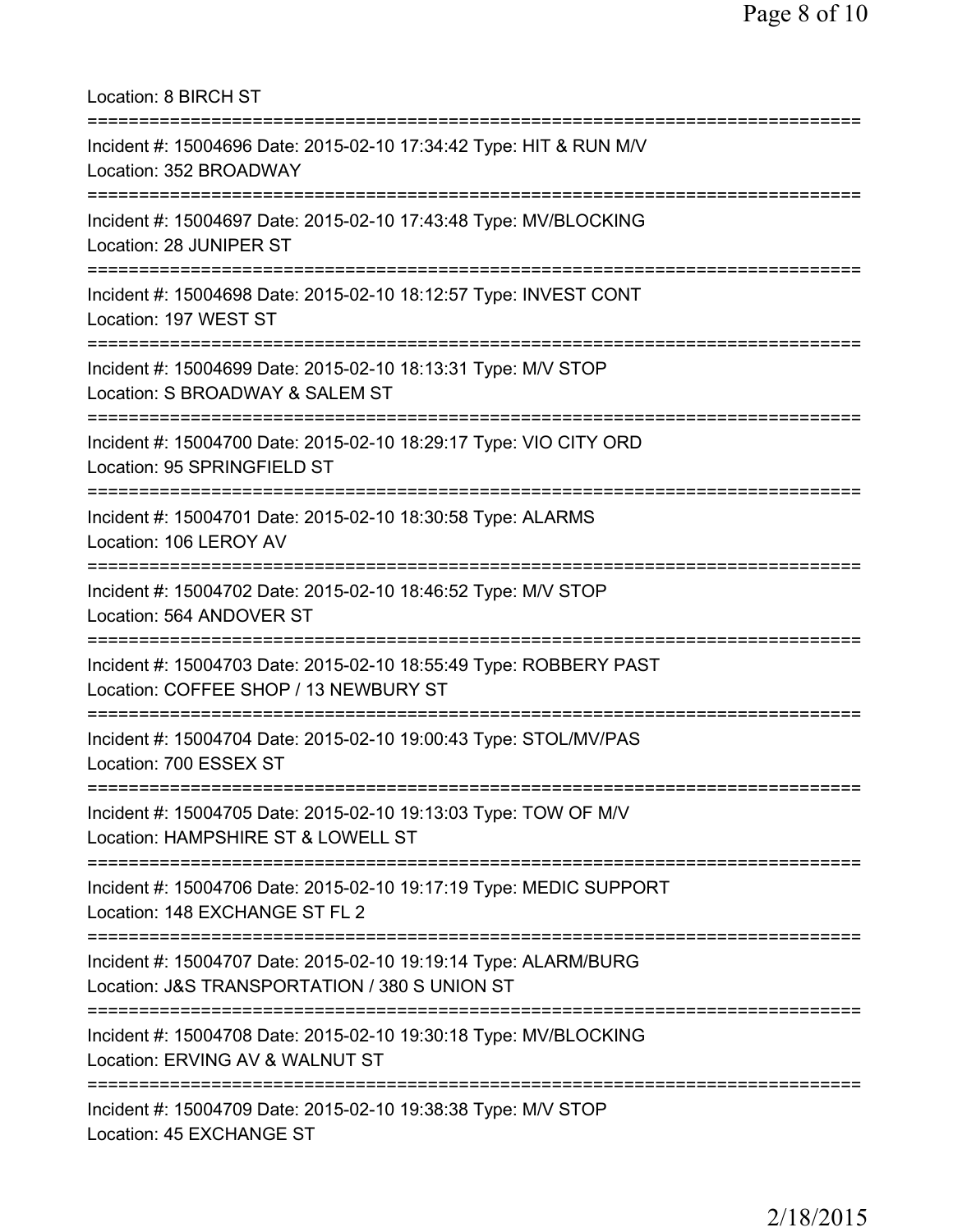Location: 8 BIRCH ST

===========================================================================

Incident #: 15004696 Date: 2015-02-10 17:34:42 Type: HIT & RUN M/V
Location: 352 BROADWAY

===========================================================================

Incident #: 15004697 Date: 2015-02-10 17:43:48 Type: MV/BLOCKING
Location: 28 JUNIPER ST

===========================================================================

Incident #: 15004698 Date: 2015-02-10 18:12:57 Type: INVEST CONT
Location: 197 WEST ST

===========================================================================

Incident #: 15004699 Date: 2015-02-10 18:13:31 Type: M/V STOP
Location: S BROADWAY & SALEM ST

===========================================================================

Incident #: 15004700 Date: 2015-02-10 18:29:17 Type: VIO CITY ORD
Location: 95 SPRINGFIELD ST

===========================================================================

Incident #: 15004701 Date: 2015-02-10 18:30:58 Type: ALARMS
Location: 106 LEROY AV

===========================================================================

Incident #: 15004702 Date: 2015-02-10 18:46:52 Type: M/V STOP
Location: 564 ANDOVER ST

===========================================================================

Incident #: 15004703 Date: 2015-02-10 18:55:49 Type: ROBBERY PAST
Location: COFFEE SHOP / 13 NEWBURY ST

===========================================================================

Incident #: 15004704 Date: 2015-02-10 19:00:43 Type: STOL/MV/PAS
Location: 700 ESSEX ST

===========================================================================

Incident #: 15004705 Date: 2015-02-10 19:13:03 Type: TOW OF M/V
Location: HAMPSHIRE ST & LOWELL ST

===========================================================================

Incident #: 15004706 Date: 2015-02-10 19:17:19 Type: MEDIC SUPPORT
Location: 148 EXCHANGE ST FL 2

===========================================================================

Incident #: 15004707 Date: 2015-02-10 19:19:14 Type: ALARM/BURG
Location: J&S TRANSPORTATION / 380 S UNION ST

===========================================================================

Incident #: 15004708 Date: 2015-02-10 19:30:18 Type: MV/BLOCKING
Location: ERVING AV & WALNUT ST

===========================================================================

Incident #: 15004709 Date: 2015-02-10 19:38:38 Type: M/V STOP
Location: 45 EXCHANGE ST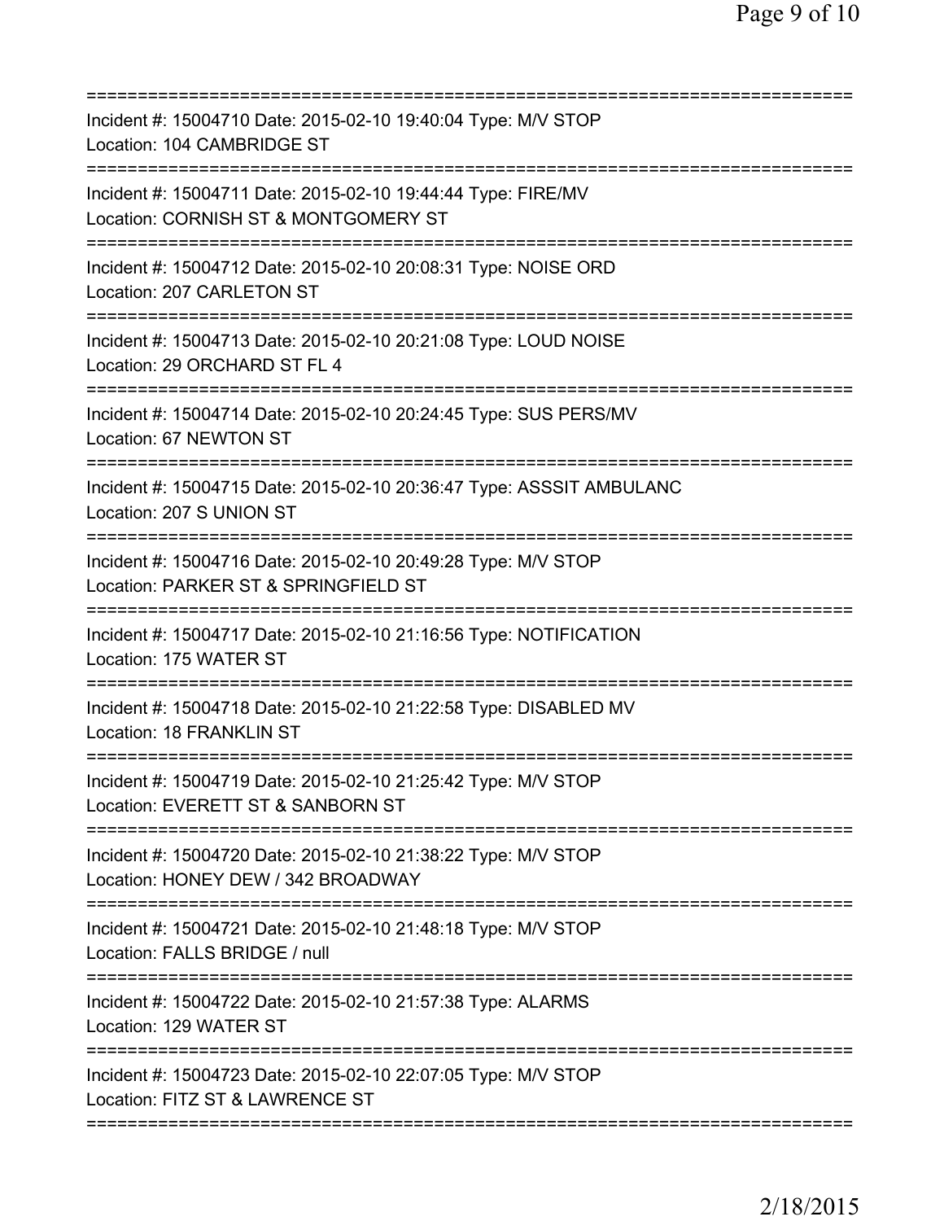Incident #: 15004710 Date: 2015-02-10 19:40:04 Type: M/V STOP
Location: 104 CAMBRIDGE ST

Incident #: 15004711 Date: 2015-02-10 19:44:44 Type: FIRE/MV
Location: CORNISH ST & MONTGOMERY ST

Incident #: 15004712 Date: 2015-02-10 20:08:31 Type: NOISE ORD
Location: 207 CARLETON ST

Incident #: 15004713 Date: 2015-02-10 20:21:08 Type: LOUD NOISE
Location: 29 ORCHARD ST FL 4

Incident #: 15004714 Date: 2015-02-10 20:24:45 Type: SUS PERS/MV
Location: 67 NEWTON ST

Incident #: 15004715 Date: 2015-02-10 20:36:47 Type: ASSSIT AMBULANC
Location: 207 S UNION ST

Incident #: 15004716 Date: 2015-02-10 20:49:28 Type: M/V STOP
Location: PARKER ST & SPRINGFIELD ST

Incident #: 15004717 Date: 2015-02-10 21:16:56 Type: NOTIFICATION
Location: 175 WATER ST

Incident #: 15004718 Date: 2015-02-10 21:22:58 Type: DISABLED MV
Location: 18 FRANKLIN ST

Incident #: 15004719 Date: 2015-02-10 21:25:42 Type: M/V STOP
Location: EVERETT ST & SANBORN ST

Incident #: 15004720 Date: 2015-02-10 21:38:22 Type: M/V STOP
Location: HONEY DEW / 342 BROADWAY

Incident #: 15004721 Date: 2015-02-10 21:48:18 Type: M/V STOP
Location: FALLS BRIDGE / null

Incident #: 15004722 Date: 2015-02-10 21:57:38 Type: ALARMS
Location: 129 WATER ST

Incident #: 15004723 Date: 2015-02-10 22:07:05 Type: M/V STOP
Location: FITZ ST & LAWRENCE ST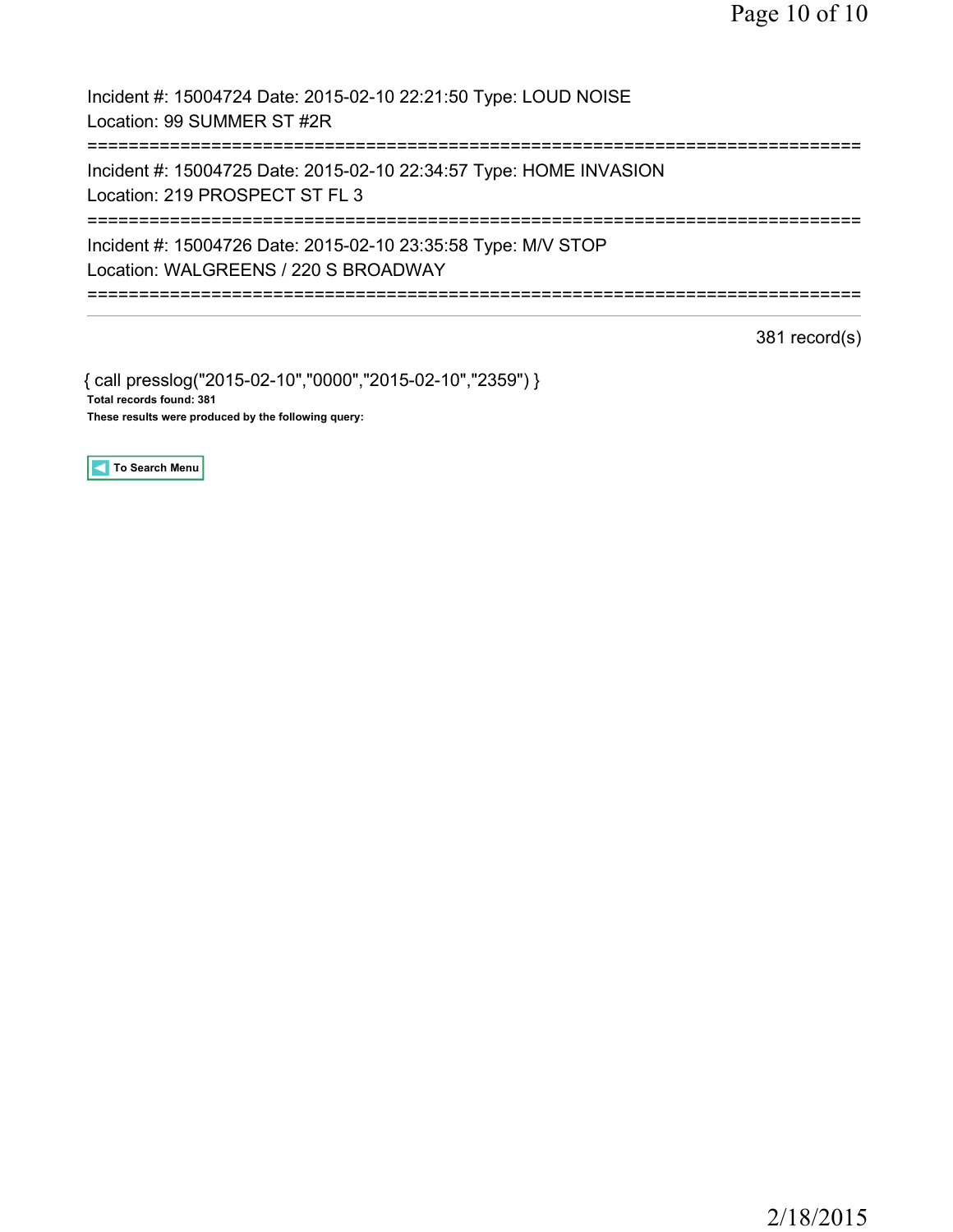Incident #: 15004724 Date: 2015-02-10 22:21:50 Type: LOUD NOISE
Location: 99 SUMMER ST #2R

===========================================================================

Incident #: 15004725 Date: 2015-02-10 22:34:57 Type: HOME INVASION
Location: 219 PROSPECT ST FL 3

===========================================================================

Incident #: 15004726 Date: 2015-02-10 23:35:58 Type: M/V STOP
Location: WALGREENS / 220 S BROADWAY

===========================================================================

381 record(s)

{ call presslog("2015-02-10","0000","2015-02-10","2359") }

**Total records found: 381**

**These results were produced by the following query:**

**To Search Menu**